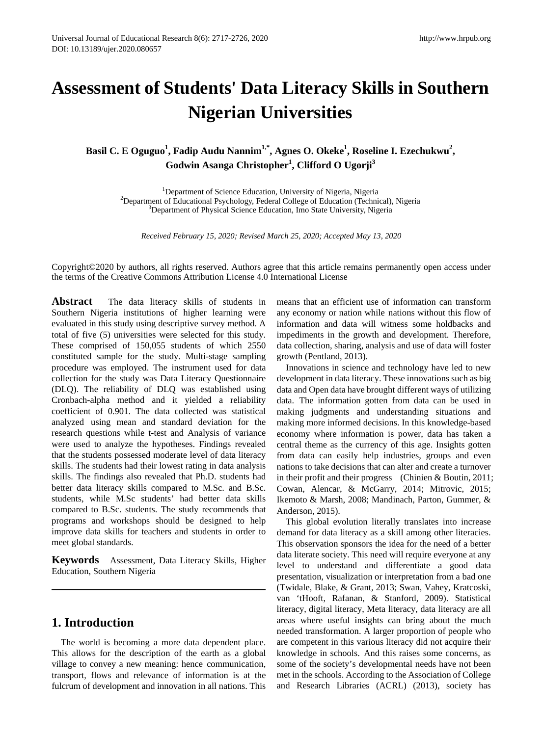# Assessment of Students' Data Literacy Skills in Southern Nigerian Universities

**Basil C. E Oguguo[1], Fadip Audu Nannim[1,*], Agnes O. Okeke[1], Roseline I. Ezechukwu[2], Godwin Asanga Christopher[1], Clifford O Ugorji[3]**

[1]Department of Science Education, University of Nigeria, Nigeria
[2]Department of Educational Psychology, Federal College of Education (Technical), Nigeria
[3]Department of Physical Science Education, Imo State University, Nigeria

*Received February 15, 2020; Revised March 25, 2020; Accepted May 13, 2020*

Copyright©2020 by authors, all rights reserved. Authors agree that this article remains permanently open access under the terms of the Creative Commons Attribution License 4.0 International License

**Abstract** The data literacy skills of students in Southern Nigeria institutions of higher learning were evaluated in this study using descriptive survey method. A total of five (5) universities were selected for this study. These comprised of 150,055 students of which 2550 constituted sample for the study. Multi-stage sampling procedure was employed. The instrument used for data collection for the study was Data Literacy Questionnaire (DLQ). The reliability of DLQ was established using Cronbach-alpha method and it yielded a reliability coefficient of 0.901. The data collected was statistical analyzed using mean and standard deviation for the research questions while t-test and Analysis of variance were used to analyze the hypotheses. Findings revealed that the students possessed moderate level of data literacy skills. The students had their lowest rating in data analysis skills. The findings also revealed that Ph.D. students had better data literacy skills compared to M.Sc. and B.Sc. students, while M.Sc students' had better data skills compared to B.Sc. students. The study recommends that programs and workshops should be designed to help improve data skills for teachers and students in order to meet global standards.

**Keywords** Assessment, Data Literacy Skills, Higher Education, Southern Nigeria

## 1. Introduction

The world is becoming a more data dependent place. This allows for the description of the earth as a global village to convey a new meaning: hence communication, transport, flows and relevance of information is at the fulcrum of development and innovation in all nations. This means that an efficient use of information can transform any economy or nation while nations without this flow of information and data will witness some holdbacks and impediments in the growth and development. Therefore, data collection, sharing, analysis and use of data will foster growth (Pentland, 2013).

Innovations in science and technology have led to new development in data literacy. These innovations such as big data and Open data have brought different ways of utilizing data. The information gotten from data can be used in making judgments and understanding situations and making more informed decisions. In this knowledge-based economy where information is power, data has taken a central theme as the currency of this age. Insights gotten from data can easily help industries, groups and even nations to take decisions that can alter and create a turnover in their profit and their progress (Chinien & Boutin, 2011; Cowan, Alencar, & McGarry, 2014; Mitrovic, 2015; Ikemoto & Marsh, 2008; Mandinach, Parton, Gummer, & Anderson, 2015).

This global evolution literally translates into increase demand for data literacy as a skill among other literacies. This observation sponsors the idea for the need of a better data literate society. This need will require everyone at any level to understand and differentiate a good data presentation, visualization or interpretation from a bad one (Twidale, Blake, & Grant, 2013; Swan, Vahey, Kratcoski, van 'tHooft, Rafanan, & Stanford, 2009). Statistical literacy, digital literacy, Meta literacy, data literacy are all areas where useful insights can bring about the much needed transformation. A larger proportion of people who are competent in this various literacy did not acquire their knowledge in schools. And this raises some concerns, as some of the society's developmental needs have not been met in the schools. According to the Association of College and Research Libraries (ACRL) (2013), society has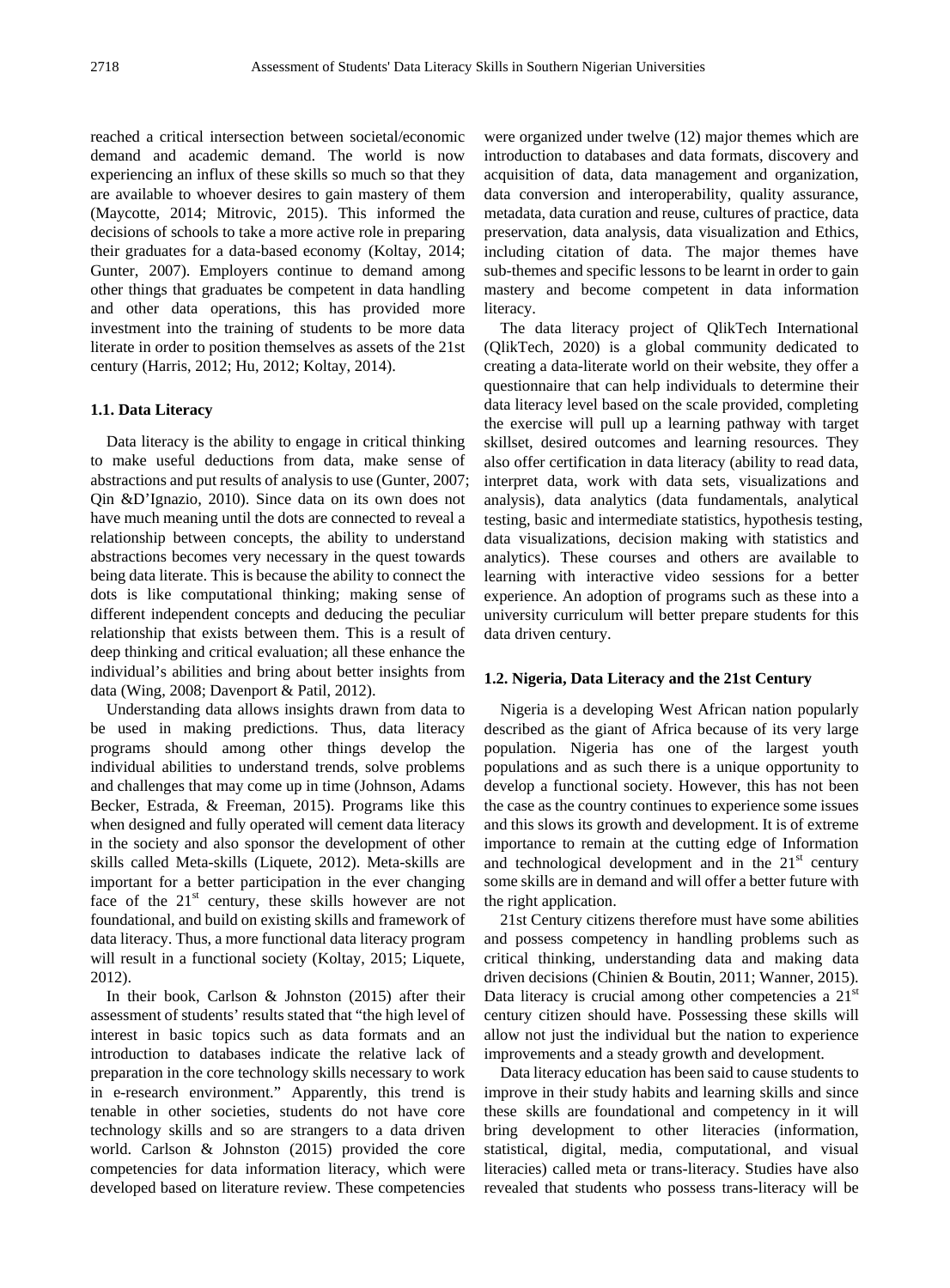reached a critical intersection between societal/economic demand and academic demand. The world is now experiencing an influx of these skills so much so that they are available to whoever desires to gain mastery of them (Maycotte, 2014; Mitrovic, 2015). This informed the decisions of schools to take a more active role in preparing their graduates for a data-based economy (Koltay, 2014; Gunter, 2007). Employers continue to demand among other things that graduates be competent in data handling and other data operations, this has provided more investment into the training of students to be more data literate in order to position themselves as assets of the 21st century (Harris, 2012; Hu, 2012; Koltay, 2014).

### 1.1. Data Literacy

Data literacy is the ability to engage in critical thinking to make useful deductions from data, make sense of abstractions and put results of analysis to use (Gunter, 2007; Qin &D'Ignazio, 2010). Since data on its own does not have much meaning until the dots are connected to reveal a relationship between concepts, the ability to understand abstractions becomes very necessary in the quest towards being data literate. This is because the ability to connect the dots is like computational thinking; making sense of different independent concepts and deducing the peculiar relationship that exists between them. This is a result of deep thinking and critical evaluation; all these enhance the individual's abilities and bring about better insights from data (Wing, 2008; Davenport & Patil, 2012).

Understanding data allows insights drawn from data to be used in making predictions. Thus, data literacy programs should among other things develop the individual abilities to understand trends, solve problems and challenges that may come up in time (Johnson, Adams Becker, Estrada, & Freeman, 2015). Programs like this when designed and fully operated will cement data literacy in the society and also sponsor the development of other skills called Meta-skills (Liquete, 2012). Meta-skills are important for a better participation in the ever changing face of the 21st century, these skills however are not foundational, and build on existing skills and framework of data literacy. Thus, a more functional data literacy program will result in a functional society (Koltay, 2015; Liquete, 2012).

In their book, Carlson & Johnston (2015) after their assessment of students' results stated that "the high level of interest in basic topics such as data formats and an introduction to databases indicate the relative lack of preparation in the core technology skills necessary to work in e-research environment." Apparently, this trend is tenable in other societies, students do not have core technology skills and so are strangers to a data driven world. Carlson & Johnston (2015) provided the core competencies for data information literacy, which were developed based on literature review. These competencies were organized under twelve (12) major themes which are introduction to databases and data formats, discovery and acquisition of data, data management and organization, data conversion and interoperability, quality assurance, metadata, data curation and reuse, cultures of practice, data preservation, data analysis, data visualization and Ethics, including citation of data. The major themes have sub-themes and specific lessons to be learnt in order to gain mastery and become competent in data information literacy.

The data literacy project of QlikTech International (QlikTech, 2020) is a global community dedicated to creating a data-literate world on their website, they offer a questionnaire that can help individuals to determine their data literacy level based on the scale provided, completing the exercise will pull up a learning pathway with target skillset, desired outcomes and learning resources. They also offer certification in data literacy (ability to read data, interpret data, work with data sets, visualizations and analysis), data analytics (data fundamentals, analytical testing, basic and intermediate statistics, hypothesis testing, data visualizations, decision making with statistics and analytics). These courses and others are available to learning with interactive video sessions for a better experience. An adoption of programs such as these into a university curriculum will better prepare students for this data driven century.

### 1.2. Nigeria, Data Literacy and the 21st Century

Nigeria is a developing West African nation popularly described as the giant of Africa because of its very large population. Nigeria has one of the largest youth populations and as such there is a unique opportunity to develop a functional society. However, this has not been the case as the country continues to experience some issues and this slows its growth and development. It is of extreme importance to remain at the cutting edge of Information and technological development and in the 21st century some skills are in demand and will offer a better future with the right application.

21st Century citizens therefore must have some abilities and possess competency in handling problems such as critical thinking, understanding data and making data driven decisions (Chinien & Boutin, 2011; Wanner, 2015). Data literacy is crucial among other competencies a 21st century citizen should have. Possessing these skills will allow not just the individual but the nation to experience improvements and a steady growth and development.

Data literacy education has been said to cause students to improve in their study habits and learning skills and since these skills are foundational and competency in it will bring development to other literacies (information, statistical, digital, media, computational, and visual literacies) called meta or trans-literacy. Studies have also revealed that students who possess trans-literacy will be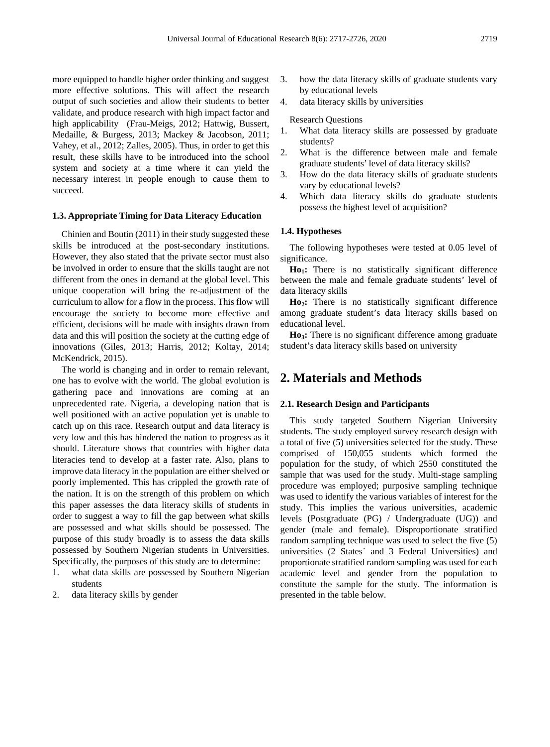more equipped to handle higher order thinking and suggest more effective solutions. This will affect the research output of such societies and allow their students to better validate, and produce research with high impact factor and high applicability (Frau-Meigs, 2012; Hattwig, Bussert, Medaille, & Burgess, 2013; Mackey & Jacobson, 2011; Vahey, et al., 2012; Zalles, 2005). Thus, in order to get this result, these skills have to be introduced into the school system and society at a time where it can yield the necessary interest in people enough to cause them to succeed.

### 1.3. Appropriate Timing for Data Literacy Education

Chinien and Boutin (2011) in their study suggested these skills be introduced at the post-secondary institutions. However, they also stated that the private sector must also be involved in order to ensure that the skills taught are not different from the ones in demand at the global level. This unique cooperation will bring the re-adjustment of the curriculum to allow for a flow in the process. This flow will encourage the society to become more effective and efficient, decisions will be made with insights drawn from data and this will position the society at the cutting edge of innovations (Giles, 2013; Harris, 2012; Koltay, 2014; McKendrick, 2015).

The world is changing and in order to remain relevant, one has to evolve with the world. The global evolution is gathering pace and innovations are coming at an unprecedented rate. Nigeria, a developing nation that is well positioned with an active population yet is unable to catch up on this race. Research output and data literacy is very low and this has hindered the nation to progress as it should. Literature shows that countries with higher data literacies tend to develop at a faster rate. Also, plans to improve data literacy in the population are either shelved or poorly implemented. This has crippled the growth rate of the nation. It is on the strength of this problem on which this paper assesses the data literacy skills of students in order to suggest a way to fill the gap between what skills are possessed and what skills should be possessed. The purpose of this study broadly is to assess the data skills possessed by Southern Nigerian students in Universities. Specifically, the purposes of this study are to determine:

1. what data skills are possessed by Southern Nigerian students
2. data literacy skills by gender
3. how the data literacy skills of graduate students vary by educational levels
4. data literacy skills by universities

Research Questions

1. What data literacy skills are possessed by graduate students?
2. What is the difference between male and female graduate students' level of data literacy skills?
3. How do the data literacy skills of graduate students vary by educational levels?
4. Which data literacy skills do graduate students possess the highest level of acquisition?

### 1.4. Hypotheses

The following hypotheses were tested at 0.05 level of significance.

**$Ho_1$:** There is no statistically significant difference between the male and female graduate students' level of data literacy skills

**$Ho_2$:** There is no statistically significant difference among graduate student's data literacy skills based on educational level.

**$Ho_3$:** There is no significant difference among graduate student's data literacy skills based on university

## 2. Materials and Methods

### 2.1. Research Design and Participants

This study targeted Southern Nigerian University students. The study employed survey research design with a total of five (5) universities selected for the study. These comprised of 150,055 students which formed the population for the study, of which 2550 constituted the sample that was used for the study. Multi-stage sampling procedure was employed; purposive sampling technique was used to identify the various variables of interest for the study. This implies the various universities, academic levels (Postgraduate (PG) / Undergraduate (UG)) and gender (male and female). Disproportionate stratified random sampling technique was used to select the five (5) universities (2 States` and 3 Federal Universities) and proportionate stratified random sampling was used for each academic level and gender from the population to constitute the sample for the study. The information is presented in the table below.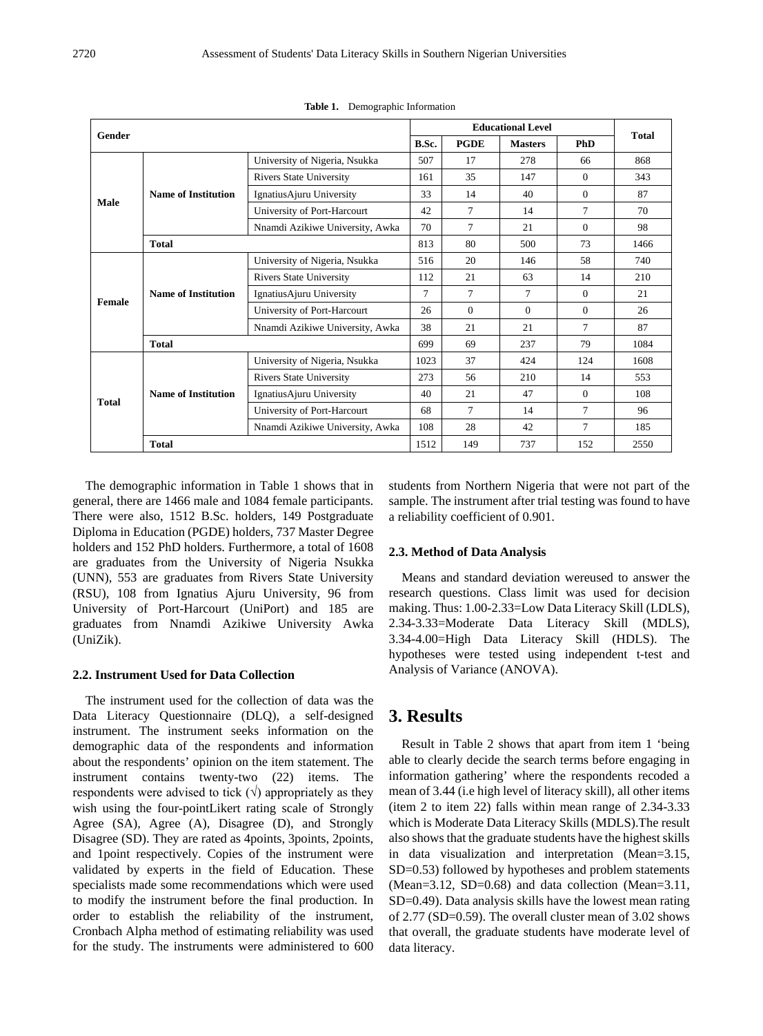**Table 1.** Demographic Information

| Gender | | | Educational Level | | | | Total |
|---|---|---|---|---|---|---|---|
| | | | B.Sc. | PGDE | Masters | PhD | |
| Male | Name of Institution | University of Nigeria, Nsukka | 507 | 17 | 278 | 66 | 868 |
| | | Rivers State University | 161 | 35 | 147 | 0 | 343 |
| | | IgnatiusAjuru University | 33 | 14 | 40 | 0 | 87 |
| | | University of Port-Harcourt | 42 | 7 | 14 | 7 | 70 |
| | | Nnamdi Azikiwe University, Awka | 70 | 7 | 21 | 0 | 98 |
| | Total | | 813 | 80 | 500 | 73 | 1466 |
| Female | Name of Institution | University of Nigeria, Nsukka | 516 | 20 | 146 | 58 | 740 |
| | | Rivers State University | 112 | 21 | 63 | 14 | 210 |
| | | IgnatiusAjuru University | 7 | 7 | 7 | 0 | 21 |
| | | University of Port-Harcourt | 26 | 0 | 0 | 0 | 26 |
| | | Nnamdi Azikiwe University, Awka | 38 | 21 | 21 | 7 | 87 |
| | Total | | 699 | 69 | 237 | 79 | 1084 |
| Total | Name of Institution | University of Nigeria, Nsukka | 1023 | 37 | 424 | 124 | 1608 |
| | | Rivers State University | 273 | 56 | 210 | 14 | 553 |
| | | IgnatiusAjuru University | 40 | 21 | 47 | 0 | 108 |
| | | University of Port-Harcourt | 68 | 7 | 14 | 7 | 96 |
| | | Nnamdi Azikiwe University, Awka | 108 | 28 | 42 | 7 | 185 |
| | Total | | 1512 | 149 | 737 | 152 | 2550 |

The demographic information in Table 1 shows that in general, there are 1466 male and 1084 female participants. There were also, 1512 B.Sc. holders, 149 Postgraduate Diploma in Education (PGDE) holders, 737 Master Degree holders and 152 PhD holders. Furthermore, a total of 1608 are graduates from the University of Nigeria Nsukka (UNN), 553 are graduates from Rivers State University (RSU), 108 from Ignatius Ajuru University, 96 from University of Port-Harcourt (UniPort) and 185 are graduates from Nnamdi Azikiwe University Awka (UniZik).

### 2.2. Instrument Used for Data Collection

The instrument used for the collection of data was the Data Literacy Questionnaire (DLQ), a self-designed instrument. The instrument seeks information on the demographic data of the respondents and information about the respondents' opinion on the item statement. The instrument contains twenty-two (22) items. The respondents were advised to tick (√) appropriately as they wish using the four-pointLikert rating scale of Strongly Agree (SA), Agree (A), Disagree (D), and Strongly Disagree (SD). They are rated as 4points, 3points, 2points, and 1point respectively. Copies of the instrument were validated by experts in the field of Education. These specialists made some recommendations which were used to modify the instrument before the final production. In order to establish the reliability of the instrument, Cronbach Alpha method of estimating reliability was used for the study. The instruments were administered to 600 students from Northern Nigeria that were not part of the sample. The instrument after trial testing was found to have a reliability coefficient of 0.901.

### 2.3. Method of Data Analysis

Means and standard deviation wereused to answer the research questions. Class limit was used for decision making. Thus: 1.00-2.33=Low Data Literacy Skill (LDLS), 2.34-3.33=Moderate Data Literacy Skill (MDLS), 3.34-4.00=High Data Literacy Skill (HDLS). The hypotheses were tested using independent t-test and Analysis of Variance (ANOVA).

# 3. Results

Result in Table 2 shows that apart from item 1 'being able to clearly decide the search terms before engaging in information gathering' where the respondents recoded a mean of 3.44 (i.e high level of literacy skill), all other items (item 2 to item 22) falls within mean range of 2.34-3.33 which is Moderate Data Literacy Skills (MDLS).The result also shows that the graduate students have the highest skills in data visualization and interpretation (Mean=3.15, SD=0.53) followed by hypotheses and problem statements (Mean=3.12, SD=0.68) and data collection (Mean=3.11, SD=0.49). Data analysis skills have the lowest mean rating of 2.77 (SD=0.59). The overall cluster mean of 3.02 shows that overall, the graduate students have moderate level of data literacy.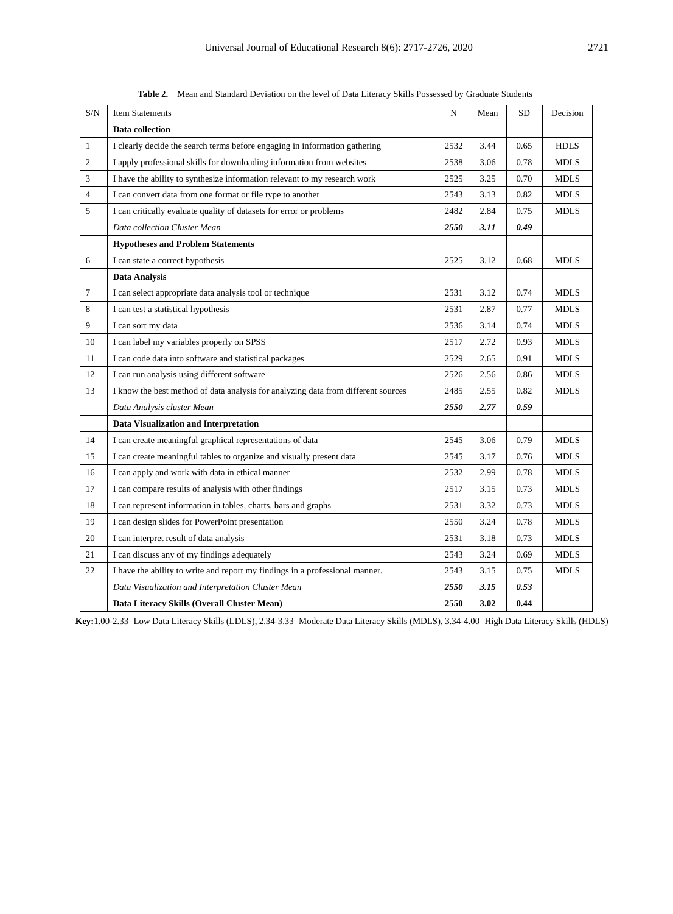**Table 2.** Mean and Standard Deviation on the level of Data Literacy Skills Possessed by Graduate Students

| S/N | Item Statements | N | Mean | SD | Decision |
|---|---|---|---|---|---|
| | **Data collection** | | | | |
| 1 | I clearly decide the search terms before engaging in information gathering | 2532 | 3.44 | 0.65 | HDLS |
| 2 | I apply professional skills for downloading information from websites | 2538 | 3.06 | 0.78 | MDLS |
| 3 | I have the ability to synthesize information relevant to my research work | 2525 | 3.25 | 0.70 | MDLS |
| 4 | I can convert data from one format or file type to another | 2543 | 3.13 | 0.82 | MDLS |
| 5 | I can critically evaluate quality of datasets for error or problems | 2482 | 2.84 | 0.75 | MDLS |
| | *Data collection Cluster Mean* | ***2550*** | ***3.11*** | ***0.49*** | |
| | **Hypotheses and Problem Statements** | | | | |
| 6 | I can state a correct hypothesis | 2525 | 3.12 | 0.68 | MDLS |
| | **Data Analysis** | | | | |
| 7 | I can select appropriate data analysis tool or technique | 2531 | 3.12 | 0.74 | MDLS |
| 8 | I can test a statistical hypothesis | 2531 | 2.87 | 0.77 | MDLS |
| 9 | I can sort my data | 2536 | 3.14 | 0.74 | MDLS |
| 10 | I can label my variables properly on SPSS | 2517 | 2.72 | 0.93 | MDLS |
| 11 | I can code data into software and statistical packages | 2529 | 2.65 | 0.91 | MDLS |
| 12 | I can run analysis using different software | 2526 | 2.56 | 0.86 | MDLS |
| 13 | I know the best method of data analysis for analyzing data from different sources | 2485 | 2.55 | 0.82 | MDLS |
| | *Data Analysis cluster Mean* | ***2550*** | ***2.77*** | ***0.59*** | |
| | **Data Visualization and Interpretation** | | | | |
| 14 | I can create meaningful graphical representations of data | 2545 | 3.06 | 0.79 | MDLS |
| 15 | I can create meaningful tables to organize and visually present data | 2545 | 3.17 | 0.76 | MDLS |
| 16 | I can apply and work with data in ethical manner | 2532 | 2.99 | 0.78 | MDLS |
| 17 | I can compare results of analysis with other findings | 2517 | 3.15 | 0.73 | MDLS |
| 18 | I can represent information in tables, charts, bars and graphs | 2531 | 3.32 | 0.73 | MDLS |
| 19 | I can design slides for PowerPoint presentation | 2550 | 3.24 | 0.78 | MDLS |
| 20 | I can interpret result of data analysis | 2531 | 3.18 | 0.73 | MDLS |
| 21 | I can discuss any of my findings adequately | 2543 | 3.24 | 0.69 | MDLS |
| 22 | I have the ability to write and report my findings in a professional manner. | 2543 | 3.15 | 0.75 | MDLS |
| | *Data Visualization and Interpretation Cluster Mean* | ***2550*** | ***3.15*** | ***0.53*** | |
| | **Data Literacy Skills (Overall Cluster Mean)** | **2550** | **3.02** | **0.44** | |

**Key:** 1.00-2.33=Low Data Literacy Skills (LDLS), 2.34-3.33=Moderate Data Literacy Skills (MDLS), 3.34-4.00=High Data Literacy Skills (HDLS)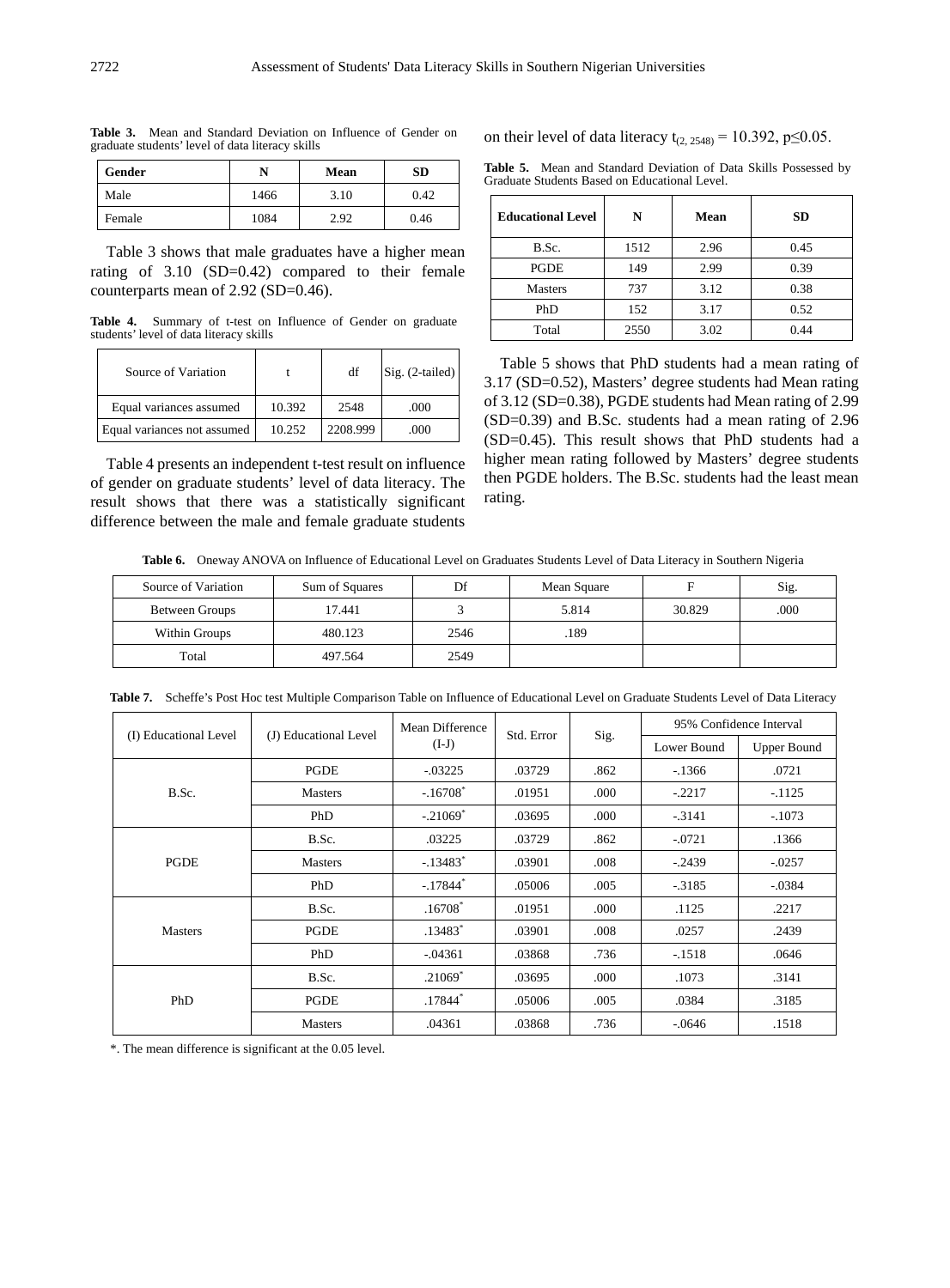**Table 3.** Mean and Standard Deviation on Influence of Gender on graduate students' level of data literacy skills

| Gender | N | Mean | SD |
|---|---|---|---|
| Male | 1466 | 3.10 | 0.42 |
| Female | 1084 | 2.92 | 0.46 |

Table 3 shows that male graduates have a higher mean rating of 3.10 (SD=0.42) compared to their female counterparts mean of 2.92 (SD=0.46).

**Table 4.** Summary of t-test on Influence of Gender on graduate students' level of data literacy skills

| Source of Variation | t | df | Sig. (2-tailed) |
|---|---|---|---|
| Equal variances assumed | 10.392 | 2548 | .000 |
| Equal variances not assumed | 10.252 | 2208.999 | .000 |

Table 4 presents an independent t-test result on influence of gender on graduate students' level of data literacy. The result shows that there was a statistically significant difference between the male and female graduate students on their level of data literacy $t_{(2, 2548)} = 10.392$, $p \leq 0.05$.

**Table 5.** Mean and Standard Deviation of Data Skills Possessed by Graduate Students Based on Educational Level.

| Educational Level | N | Mean | SD |
|---|---|---|---|
| B.Sc. | 1512 | 2.96 | 0.45 |
| PGDE | 149 | 2.99 | 0.39 |
| Masters | 737 | 3.12 | 0.38 |
| PhD | 152 | 3.17 | 0.52 |
| Total | 2550 | 3.02 | 0.44 |

Table 5 shows that PhD students had a mean rating of 3.17 (SD=0.52), Masters' degree students had Mean rating of 3.12 (SD=0.38), PGDE students had Mean rating of 2.99 (SD=0.39) and B.Sc. students had a mean rating of 2.96 (SD=0.45). This result shows that PhD students had a higher mean rating followed by Masters' degree students then PGDE holders. The B.Sc. students had the least mean rating.

**Table 6.** Oneway ANOVA on Influence of Educational Level on Graduates Students Level of Data Literacy in Southern Nigeria

| Source of Variation | Sum of Squares | Df | Mean Square | F | Sig. |
|---|---|---|---|---|---|
| Between Groups | 17.441 | 3 | 5.814 | 30.829 | .000 |
| Within Groups | 480.123 | 2546 | .189 | | |
| Total | 497.564 | 2549 | | | |

**Table 7.** Scheffe's Post Hoc test Multiple Comparison Table on Influence of Educational Level on Graduate Students Level of Data Literacy

| (I) Educational Level | (J) Educational Level | Mean Difference (I-J) | Std. Error | Sig. | 95% Confidence Interval | |
|---|---|---|---|---|---|---|
| | | | | | Lower Bound | Upper Bound |
| B.Sc. | PGDE | -.03225 | .03729 | .862 | -.1366 | .0721 |
| | Masters | -.16708* | .01951 | .000 | -.2217 | -.1125 |
| | PhD | -.21069* | .03695 | .000 | -.3141 | -.1073 |
| PGDE | B.Sc. | .03225 | .03729 | .862 | -.0721 | .1366 |
| | Masters | -.13483* | .03901 | .008 | -.2439 | -.0257 |
| | PhD | -.17844* | .05006 | .005 | -.3185 | -.0384 |
| Masters | B.Sc. | .16708* | .01951 | .000 | .1125 | .2217 |
| | PGDE | .13483* | .03901 | .008 | .0257 | .2439 |
| | PhD | -.04361 | .03868 | .736 | -.1518 | .0646 |
| PhD | B.Sc. | .21069* | .03695 | .000 | .1073 | .3141 |
| | PGDE | .17844* | .05006 | .005 | .0384 | .3185 |
| | Masters | .04361 | .03868 | .736 | -.0646 | .1518 |

*. The mean difference is significant at the 0.05 level.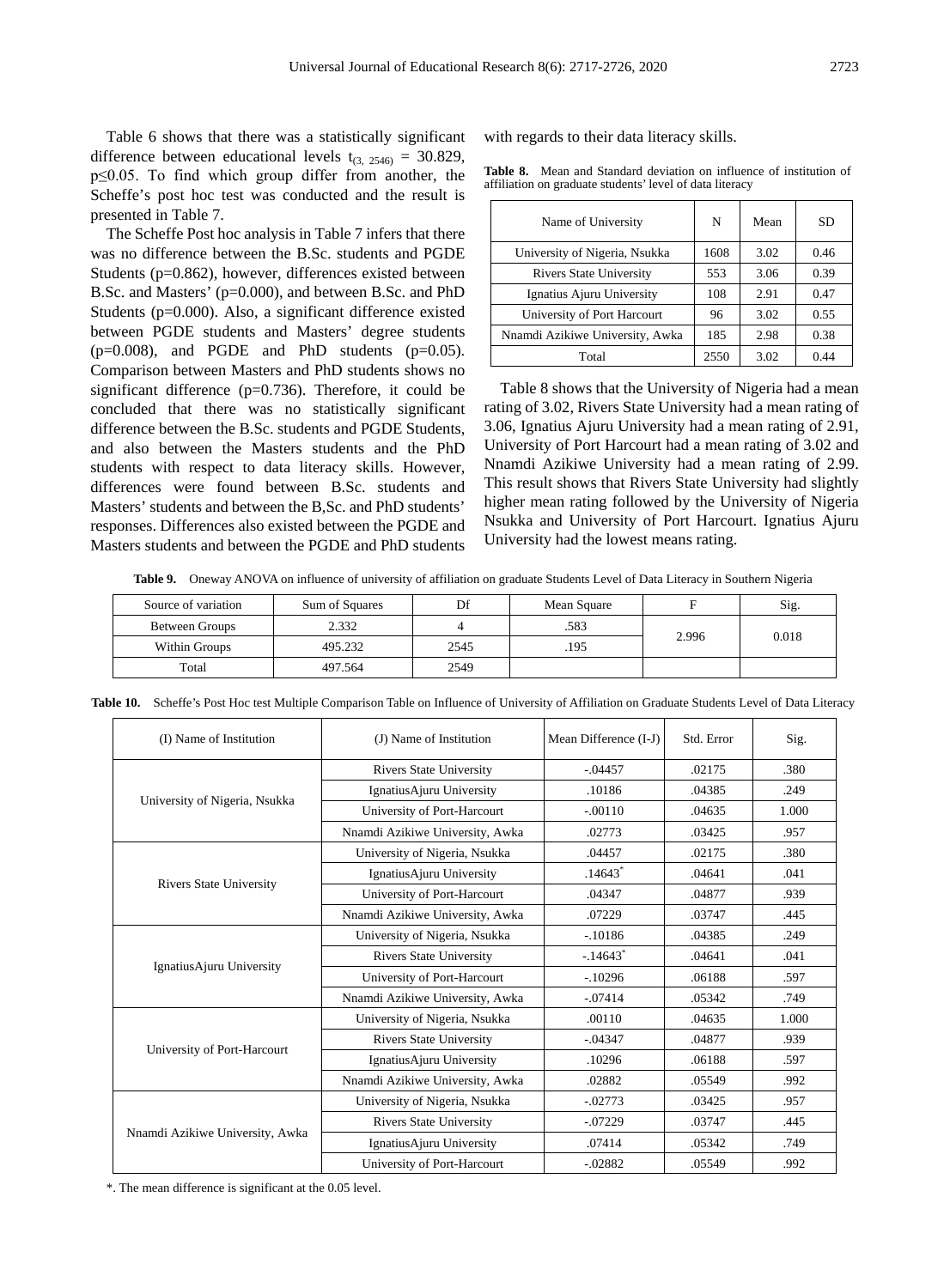Table 6 shows that there was a statistically significant difference between educational levels $t_{(3,\ 2546)} = 30.829$, $p \leq 0.05$. To find which group differ from another, the Scheffe's post hoc test was conducted and the result is presented in Table 7.

The Scheffe Post hoc analysis in Table 7 infers that there was no difference between the B.Sc. students and PGDE Students (p=0.862), however, differences existed between B.Sc. and Masters' (p=0.000), and between B.Sc. and PhD Students (p=0.000). Also, a significant difference existed between PGDE students and Masters' degree students (p=0.008), and PGDE and PhD students (p=0.05). Comparison between Masters and PhD students shows no significant difference (p=0.736). Therefore, it could be concluded that there was no statistically significant difference between the B.Sc. students and PGDE Students, and also between the Masters students and the PhD students with respect to data literacy skills. However, differences were found between B.Sc. students and Masters' students and between the B,Sc. and PhD students' responses. Differences also existed between the PGDE and Masters students and between the PGDE and PhD students with regards to their data literacy skills.

**Table 8.** Mean and Standard deviation on influence of institution of affiliation on graduate students' level of data literacy

| Name of University | N | Mean | SD |
|---|---|---|---|
| University of Nigeria, Nsukka | 1608 | 3.02 | 0.46 |
| Rivers State University | 553 | 3.06 | 0.39 |
| Ignatius Ajuru University | 108 | 2.91 | 0.47 |
| University of Port Harcourt | 96 | 3.02 | 0.55 |
| Nnamdi Azikiwe University, Awka | 185 | 2.98 | 0.38 |
| Total | 2550 | 3.02 | 0.44 |

Table 8 shows that the University of Nigeria had a mean rating of 3.02, Rivers State University had a mean rating of 3.06, Ignatius Ajuru University had a mean rating of 2.91, University of Port Harcourt had a mean rating of 3.02 and Nnamdi Azikiwe University had a mean rating of 2.99. This result shows that Rivers State University had slightly higher mean rating followed by the University of Nigeria Nsukka and University of Port Harcourt. Ignatius Ajuru University had the lowest means rating.

**Table 9.** Oneway ANOVA on influence of university of affiliation on graduate Students Level of Data Literacy in Southern Nigeria

| Source of variation | Sum of Squares | Df | Mean Square | F | Sig. |
|---|---|---|---|---|---|
| Between Groups | 2.332 | 4 | .583 | 2.996 | 0.018 |
| Within Groups | 495.232 | 2545 | .195 | | |
| Total | 497.564 | 2549 | | | |

**Table 10.** Scheffe's Post Hoc test Multiple Comparison Table on Influence of University of Affiliation on Graduate Students Level of Data Literacy

| (I) Name of Institution | (J) Name of Institution | Mean Difference (I-J) | Std. Error | Sig. |
|---|---|---|---|---|
| University of Nigeria, Nsukka | Rivers State University | -.04457 | .02175 | .380 |
| | IgnatiusAjuru University | .10186 | .04385 | .249 |
| | University of Port-Harcourt | -.00110 | .04635 | 1.000 |
| | Nnamdi Azikiwe University, Awka | .02773 | .03425 | .957 |
| Rivers State University | University of Nigeria, Nsukka | .04457 | .02175 | .380 |
| | IgnatiusAjuru University | .14643* | .04641 | .041 |
| | University of Port-Harcourt | .04347 | .04877 | .939 |
| | Nnamdi Azikiwe University, Awka | .07229 | .03747 | .445 |
| IgnatiusAjuru University | University of Nigeria, Nsukka | -.10186 | .04385 | .249 |
| | Rivers State University | -.14643* | .04641 | .041 |
| | University of Port-Harcourt | -.10296 | .06188 | .597 |
| | Nnamdi Azikiwe University, Awka | -.07414 | .05342 | .749 |
| University of Port-Harcourt | University of Nigeria, Nsukka | .00110 | .04635 | 1.000 |
| | Rivers State University | -.04347 | .04877 | .939 |
| | IgnatiusAjuru University | .10296 | .06188 | .597 |
| | Nnamdi Azikiwe University, Awka | .02882 | .05549 | .992 |
| Nnamdi Azikiwe University, Awka | University of Nigeria, Nsukka | -.02773 | .03425 | .957 |
| | Rivers State University | -.07229 | .03747 | .445 |
| | IgnatiusAjuru University | .07414 | .05342 | .749 |
| | University of Port-Harcourt | -.02882 | .05549 | .992 |

*. The mean difference is significant at the 0.05 level.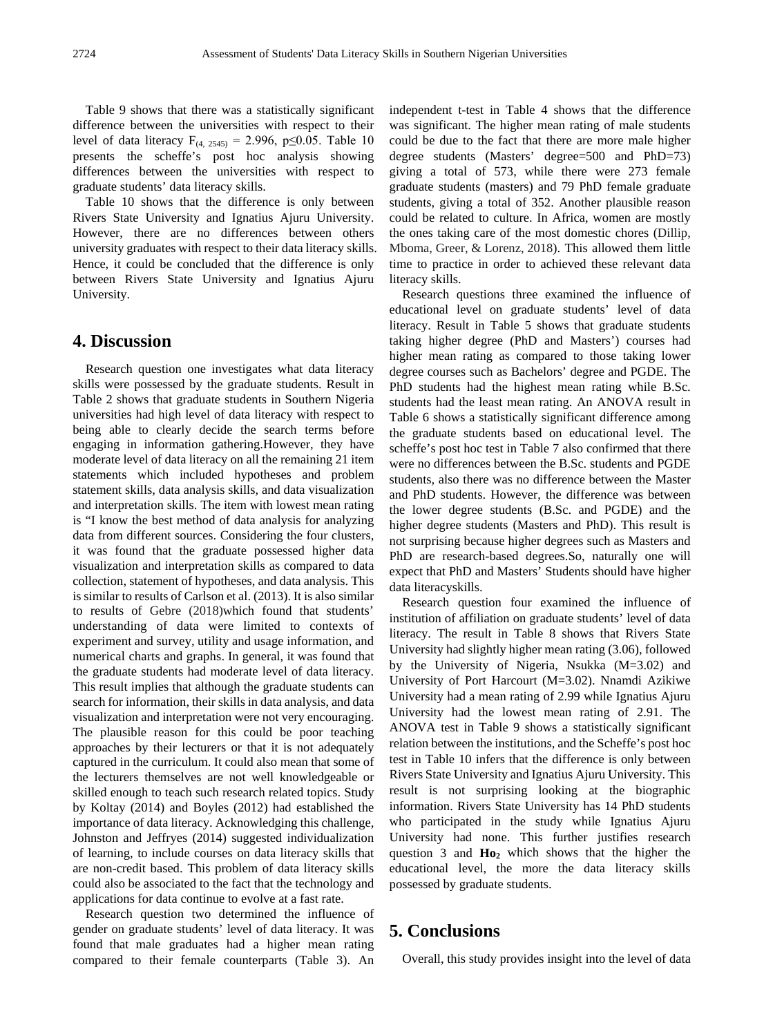Table 9 shows that there was a statistically significant difference between the universities with respect to their level of data literacy $F_{(4, 2545)} = 2.996$, $p \leq 0.05$. Table 10 presents the scheffe's post hoc analysis showing differences between the universities with respect to graduate students' data literacy skills.

Table 10 shows that the difference is only between Rivers State University and Ignatius Ajuru University. However, there are no differences between others university graduates with respect to their data literacy skills. Hence, it could be concluded that the difference is only between Rivers State University and Ignatius Ajuru University.

## 4. Discussion

Research question one investigates what data literacy skills were possessed by the graduate students. Result in Table 2 shows that graduate students in Southern Nigeria universities had high level of data literacy with respect to being able to clearly decide the search terms before engaging in information gathering.However, they have moderate level of data literacy on all the remaining 21 item statements which included hypotheses and problem statement skills, data analysis skills, and data visualization and interpretation skills. The item with lowest mean rating is "I know the best method of data analysis for analyzing data from different sources. Considering the four clusters, it was found that the graduate possessed higher data visualization and interpretation skills as compared to data collection, statement of hypotheses, and data analysis. This is similar to results of Carlson et al. (2013). It is also similar to results of Gebre (2018)which found that students' understanding of data were limited to contexts of experiment and survey, utility and usage information, and numerical charts and graphs. In general, it was found that the graduate students had moderate level of data literacy. This result implies that although the graduate students can search for information, their skills in data analysis, and data visualization and interpretation were not very encouraging. The plausible reason for this could be poor teaching approaches by their lecturers or that it is not adequately captured in the curriculum. It could also mean that some of the lecturers themselves are not well knowledgeable or skilled enough to teach such research related topics. Study by Koltay (2014) and Boyles (2012) had established the importance of data literacy. Acknowledging this challenge, Johnston and Jeffryes (2014) suggested individualization of learning, to include courses on data literacy skills that are non-credit based. This problem of data literacy skills could also be associated to the fact that the technology and applications for data continue to evolve at a fast rate.

Research question two determined the influence of gender on graduate students' level of data literacy. It was found that male graduates had a higher mean rating compared to their female counterparts (Table 3). An independent t-test in Table 4 shows that the difference was significant. The higher mean rating of male students could be due to the fact that there are more male higher degree students (Masters' degree=500 and PhD=73) giving a total of 573, while there were 273 female graduate students (masters) and 79 PhD female graduate students, giving a total of 352. Another plausible reason could be related to culture. In Africa, women are mostly the ones taking care of the most domestic chores (Dillip, Mboma, Greer, & Lorenz, 2018). This allowed them little time to practice in order to achieved these relevant data literacy skills.

Research questions three examined the influence of educational level on graduate students' level of data literacy. Result in Table 5 shows that graduate students taking higher degree (PhD and Masters') courses had higher mean rating as compared to those taking lower degree courses such as Bachelors' degree and PGDE. The PhD students had the highest mean rating while B.Sc. students had the least mean rating. An ANOVA result in Table 6 shows a statistically significant difference among the graduate students based on educational level. The scheffe's post hoc test in Table 7 also confirmed that there were no differences between the B.Sc. students and PGDE students, also there was no difference between the Master and PhD students. However, the difference was between the lower degree students (B.Sc. and PGDE) and the higher degree students (Masters and PhD). This result is not surprising because higher degrees such as Masters and PhD are research-based degrees.So, naturally one will expect that PhD and Masters' Students should have higher data literacyskills.

Research question four examined the influence of institution of affiliation on graduate students' level of data literacy. The result in Table 8 shows that Rivers State University had slightly higher mean rating (3.06), followed by the University of Nigeria, Nsukka (M=3.02) and University of Port Harcourt (M=3.02). Nnamdi Azikiwe University had a mean rating of 2.99 while Ignatius Ajuru University had the lowest mean rating of 2.91. The ANOVA test in Table 9 shows a statistically significant relation between the institutions, and the Scheffe's post hoc test in Table 10 infers that the difference is only between Rivers State University and Ignatius Ajuru University. This result is not surprising looking at the biographic information. Rivers State University has 14 PhD students who participated in the study while Ignatius Ajuru University had none. This further justifies research question 3 and $\mathbf{Ho_2}$ which shows that the higher the educational level, the more the data literacy skills possessed by graduate students.

## 5. Conclusions

Overall, this study provides insight into the level of data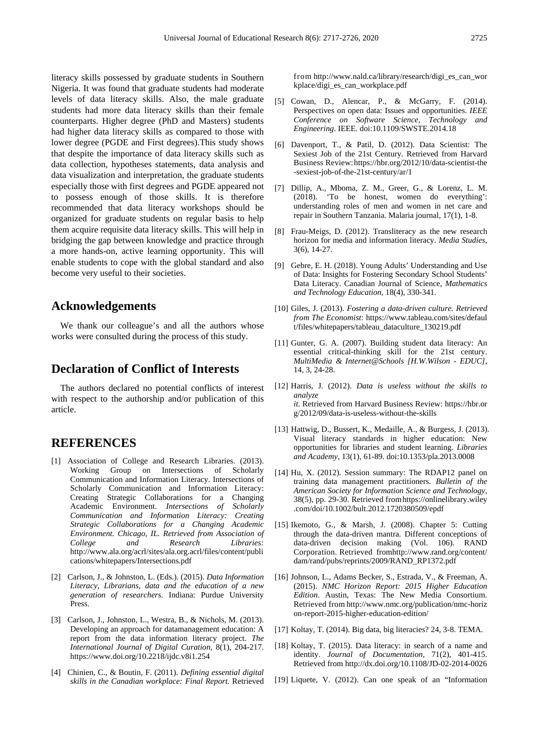literacy skills possessed by graduate students in Southern Nigeria. It was found that graduate students had moderate levels of data literacy skills. Also, the male graduate students had more data literacy skills than their female counterparts. Higher degree (PhD and Masters) students had higher data literacy skills as compared to those with lower degree (PGDE and First degrees).This study shows that despite the importance of data literacy skills such as data collection, hypotheses statements, data analysis and data visualization and interpretation, the graduate students especially those with first degrees and PGDE appeared not to possess enough of those skills. It is therefore recommended that data literacy workshops should be organized for graduate students on regular basis to help them acquire requisite data literacy skills. This will help in bridging the gap between knowledge and practice through a more hands-on, active learning opportunity. This will enable students to cope with the global standard and also become very useful to their societies.

## Acknowledgements

We thank our colleague's and all the authors whose works were consulted during the process of this study.

## Declaration of Conflict of Interests

The authors declared no potential conflicts of interest with respect to the authorship and/or publication of this article.

## REFERENCES

[1] Association of College and Research Libraries. (2013). Working Group on Intersections of Scholarly Communication and Information Literacy. Intersections of Scholarly Communication and Information Literacy: Creating Strategic Collaborations for a Changing Academic Environment. *Intersections of Scholarly Communication and Information Literacy: Creating Strategic Collaborations for a Changing Academic Environment. Chicago, IL. Retrieved from Association of College and Research Libraries:* http://www.ala.org/acrl/sites/ala.org.acrl/files/content/publications/whitepapers/Intersections.pdf

[2] Carlson, J., & Johnston, L. (Eds.). (2015). *Data Information Literacy, Librarians, data and the education of a new generation of researchers.* Indiana: Purdue University Press.

[3] Carlson, J., Johnston, L., Westra, B., & Nichols, M. (2013). Developing an approach for datamanagement education: A report from the data information literacy project. *The International Journal of Digital Curation*, 8(1), 204-217. https://www.doi.org/10.2218/ijdc.v8i1.254

[4] Chinien, C., & Boutin, F. (2011). *Defining essential digital skills in the Canadian workplace: Final Report.* Retrieved from http://www.nald.ca/library/research/digi_es_can_workplace/digi_es_can_workplace.pdf

[5] Cowan, D., Alencar, P., & McGarry, F. (2014). Perspectives on open data: Issues and opportunities. *IEEE Conference on Software Science, Technology and Engineering*. IEEE. doi:10.1109/SWSTE.2014.18

[6] Davenport, T., & Patil, D. (2012). Data Scientist: The Sexiest Job of the 21st Century. Retrieved from Harvard Business Review: https://hbr.org/2012/10/data-scientist-the-sexiest-job-of-the-21st-century/ar/1

[7] Dillip, A., Mboma, Z. M., Greer, G., & Lorenz, L. M. (2018). 'To be honest, women do everything': understanding roles of men and women in net care and repair in Southern Tanzania. Malaria journal, 17(1), 1-8.

[8] Frau-Meigs, D. (2012). Transliteracy as the new research horizon for media and information literacy. *Media Studies*, 3(6), 14-27.

[9] Gebre, E. H. (2018). Young Adults' Understanding and Use of Data: Insights for Fostering Secondary School Students' Data Literacy. Canadian Journal of Science, *Mathematics and Technology Education*, 18(4), 330-341.

[10] Giles, J. (2013). *Fostering a data-driven culture. Retrieved from The Economist*: https://www.tableau.com/sites/default/files/whitepapers/tableau_dataculture_130219.pdf

[11] Gunter, G. A. (2007). Building student data literacy: An essential critical-thinking skill for the 21st century. *MultiMedia & Internet@Schools [H.W.Wilson - EDUC]*, 14, 3, 24-28.

[12] Harris, J. (2012). *Data is useless without the skills to analyze it.* Retrieved from Harvard Business Review: https://hbr.org/2012/09/data-is-useless-without-the-skills

[13] Hattwig, D., Bussert, K., Medaille, A., & Burgess, J. (2013). Visual literacy standards in higher education: New opportunities for libraries and student learning. *Libraries and Academy*, 13(1), 61-89. doi:10.1353/pla.2013.0008

[14] Hu, X. (2012). Session summary: The RDAP12 panel on training data management practitioners. *Bulletin of the American Society for Information Science and Technology*, 38(5), pp. 29-30. Retrieved from https://onlinelibrary.wiley.com/doi/10.1002/bult.2012.1720380509/epdf

[15] Ikemoto, G., & Marsh, J. (2008). Chapter 5: Cutting through the data-driven mantra. Different conceptions of data-driven decision making (Vol. 106). RAND Corporation. Retrieved fromhttp://www.rand.org/content/dam/rand/pubs/reprints/2009/RAND_RP1372.pdf

[16] Johnson, L., Adams Becker, S., Estrada, V., & Freeman, A. (2015). *NMC Horizon Report: 2015 Higher Education Edition*. Austin, Texas: The New Media Consortium. Retrieved from http://www.nmc.org/publication/nmc-horizon-report-2015-higher-education-edition/

[17] Koltay, T. (2014). Big data, big literacies? 24, 3-8. TEMA.

[18] Koltay, T. (2015). Data literacy: in search of a name and identity. *Journal of Documentation*, 71(2), 401-415. Retrieved from http://dx.doi.org/10.1108/JD-02-2014-0026

[19] Liquete, V. (2012). Can one speak of an "Information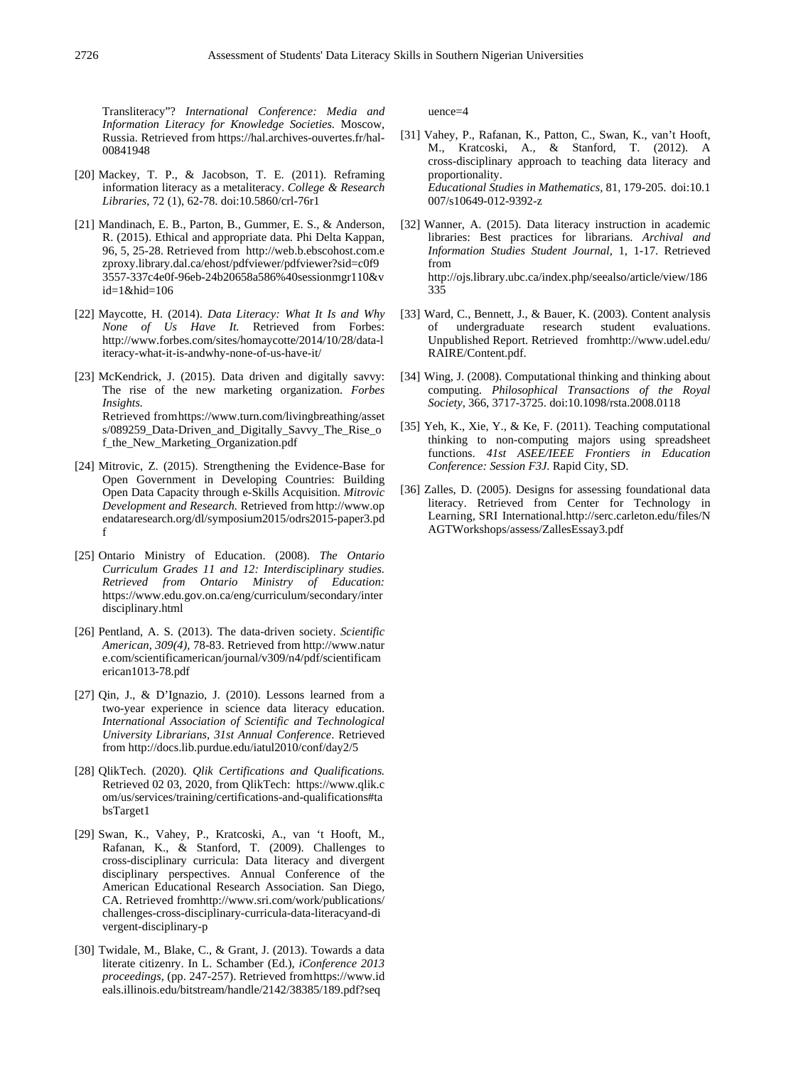Transliteracy"? *International Conference: Media and Information Literacy for Knowledge Societies.* Moscow, Russia. Retrieved from https://hal.archives-ouvertes.fr/hal-00841948

[20] Mackey, T. P., & Jacobson, T. E. (2011). Reframing information literacy as a metaliteracy. *College & Research Libraries*, 72 (1), 62-78. doi:10.5860/crl-76r1

[21] Mandinach, E. B., Parton, B., Gummer, E. S., & Anderson, R. (2015). Ethical and appropriate data. Phi Delta Kappan, 96, 5, 25-28. Retrieved from http://web.b.ebscohost.com.ezproxy.library.dal.ca/ehost/pdfviewer/pdfviewer?sid=c0f93557-337c4e0f-96eb-24b20658a586%40sessionmgr110&vid=1&hid=106

[22] Maycotte, H. (2014). *Data Literacy: What It Is and Why None of Us Have It.* Retrieved from Forbes: http://www.forbes.com/sites/homaycotte/2014/10/28/data-literacy-what-it-is-andwhy-none-of-us-have-it/

[23] McKendrick, J. (2015). Data driven and digitally savvy: The rise of the new marketing organization. *Forbes Insights.* Retrieved fromhttps://www.turn.com/livingbreathing/assets/089259_Data-Driven_and_Digitally_Savvy_The_Rise_of_the_New_Marketing_Organization.pdf

[24] Mitrovic, Z. (2015). Strengthening the Evidence-Base for Open Government in Developing Countries: Building Open Data Capacity through e-Skills Acquisition. *Mitrovic Development and Research.* Retrieved from http://www.opendataresearch.org/dl/symposium2015/odrs2015-paper3.pdf

[25] Ontario Ministry of Education. (2008). *The Ontario Curriculum Grades 11 and 12: Interdisciplinary studies. Retrieved from Ontario Ministry of Education:* https://www.edu.gov.on.ca/eng/curriculum/secondary/interdisciplinary.html

[26] Pentland, A. S. (2013). The data-driven society. *Scientific American, 309(4)*, 78-83. Retrieved from http://www.nature.com/scientificamerican/journal/v309/n4/pdf/scientificamerican1013-78.pdf

[27] Qin, J., & D'Ignazio, J. (2010). Lessons learned from a two-year experience in science data literacy education. *International Association of Scientific and Technological University Librarians, 31st Annual Conference*. Retrieved from http://docs.lib.purdue.edu/iatul2010/conf/day2/5

[28] QlikTech. (2020). *Qlik Certifications and Qualifications.* Retrieved 02 03, 2020, from QlikTech: https://www.qlik.com/us/services/training/certifications-and-qualifications#tabsTarget1

[29] Swan, K., Vahey, P., Kratcoski, A., van 't Hooft, M., Rafanan, K., & Stanford, T. (2009). Challenges to cross-disciplinary curricula: Data literacy and divergent disciplinary perspectives. Annual Conference of the American Educational Research Association. San Diego, CA. Retrieved fromhttp://www.sri.com/work/publications/challenges-cross-disciplinary-curricula-data-literacyand-divergent-disciplinary-p

[30] Twidale, M., Blake, C., & Grant, J. (2013). Towards a data literate citizenry. In L. Schamber (Ed.), *iConference 2013 proceedings,* (pp. 247-257). Retrieved fromhttps://www.ideals.illinois.edu/bitstream/handle/2142/38385/189.pdf?sequence=4

[31] Vahey, P., Rafanan, K., Patton, C., Swan, K., van't Hooft, M., Kratcoski, A., & Stanford, T. (2012). A cross-disciplinary approach to teaching data literacy and proportionality. *Educational Studies in Mathematics,* 81, 179-205. doi:10.1007/s10649-012-9392-z

[32] Wanner, A. (2015). Data literacy instruction in academic libraries: Best practices for librarians. *Archival and Information Studies Student Journal*, 1, 1-17. Retrieved from http://ojs.library.ubc.ca/index.php/seealso/article/view/186335

[33] Ward, C., Bennett, J., & Bauer, K. (2003). Content analysis of undergraduate research student evaluations. Unpublished Report. Retrieved fromhttp://www.udel.edu/RAIRE/Content.pdf.

[34] Wing, J. (2008). Computational thinking and thinking about computing. *Philosophical Transactions of the Royal Society*, 366, 3717-3725. doi:10.1098/rsta.2008.0118

[35] Yeh, K., Xie, Y., & Ke, F. (2011). Teaching computational thinking to non-computing majors using spreadsheet functions. *41st ASEE/IEEE Frontiers in Education Conference: Session F3J.* Rapid City, SD.

[36] Zalles, D. (2005). Designs for assessing foundational data literacy. Retrieved from Center for Technology in Learning, SRI International.http://serc.carleton.edu/files/NAGTWorkshops/assess/ZallesEssay3.pdf